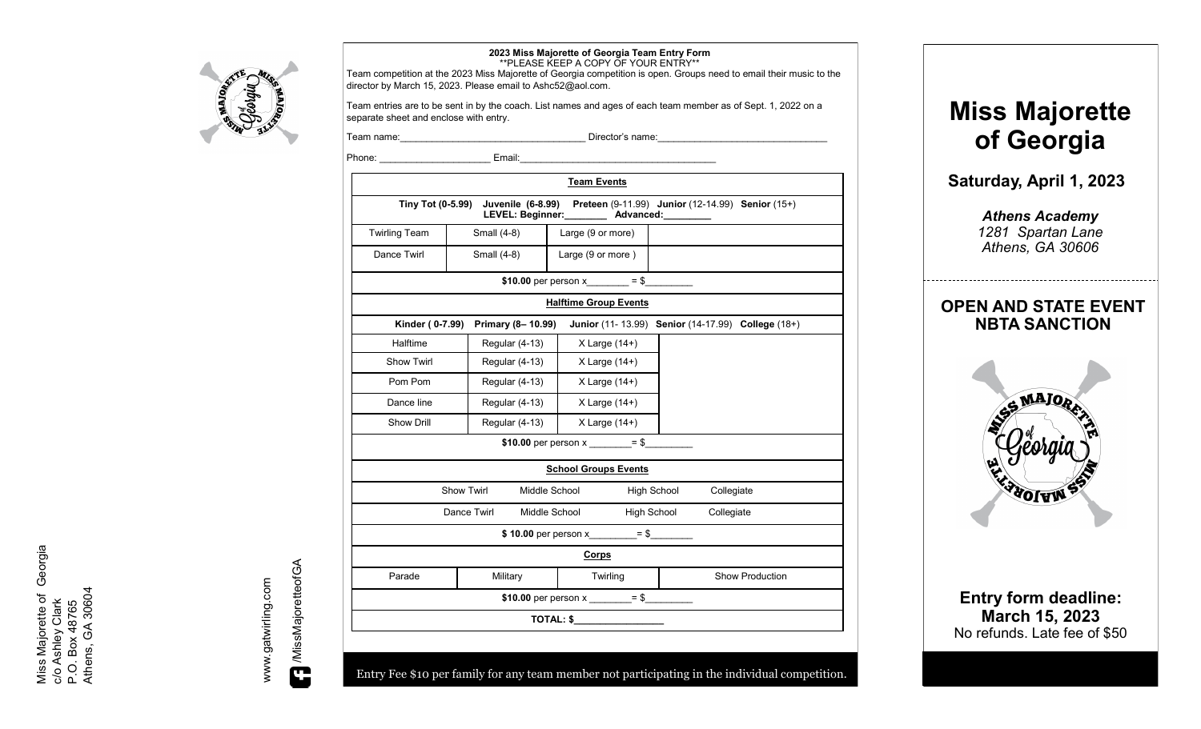Miss Majorette of Georgia
c/o Ashley Clark
P.O. Box 48765
Athens, GA 30604

www.gatwirling.com

/MissMajoretteofGA

## 2023 Miss Majorette of Georgia Team Entry Form

**PLEASE KEEP A COPY OF YOUR ENTRY**

Team competition at the 2023 Miss Majorette of Georgia competition is open. Groups need to email their music to the director by March 15, 2023. Please email to Ashc52@aol.com.

Team entries are to be sent in by the coach. List names and ages of each team member as of Sept. 1, 2022 on a separate sheet and enclose with entry.

Team name:______________________________ Director's name:______________________________

Phone: ____________________ Email:______________________________

| **Team Events** | | | |
|---|---|---|---|
| **Tiny Tot (0-5.99)** **Juvenile (6-8.99)** **Preteen** (9-11.99) **Junior** (12-14.99) **Senior** (15+) **LEVEL: Beginner:________ Advanced:________** | | | |
| Twirling Team | Small (4-8) | Large (9 or more) | |
| Dance Twirl | Small (4-8) | Large (9 or more ) | |
| **$10.00** per person x________ = $________ | | | |
| **Halftime Group Events** | | | |
| **Kinder ( 0-7.99)** **Primary (8– 10.99)** **Junior** (11- 13.99) **Senior** (14-17.99) **College** (18+) | | | |
| Halftime | Regular (4-13) | X Large (14+) | |
| Show Twirl | Regular (4-13) | X Large (14+) | |
| Pom Pom | Regular (4-13) | X Large (14+) | |
| Dance line | Regular (4-13) | X Large (14+) | |
| Show Drill | Regular (4-13) | X Large (14+) | |
| **$10.00** per person x ________= $________ | | | |
| **School Groups Events** | | | |
| Show Twirl | Middle School | High School | Collegiate |
| Dance Twirl | Middle School | High School | Collegiate |
| **$ 10.00** per person x_________= $________ | | | |
| **Corps** | | | |
| Parade | Military | Twirling | Show Production |
| **$10.00** per person x ________= $________ | | | |
| **TOTAL: $________________** | | | |

Entry Fee $10 per family for any team member not participating in the individual competition.

# Miss Majorette of Georgia

## Saturday, April 1, 2023

***Athens Academy***
*1281 Spartan Lane*
*Athens, GA 30606*

## OPEN AND STATE EVENT NBTA SANCTION

**Entry form deadline:**
**March 15, 2023**
No refunds. Late fee of $50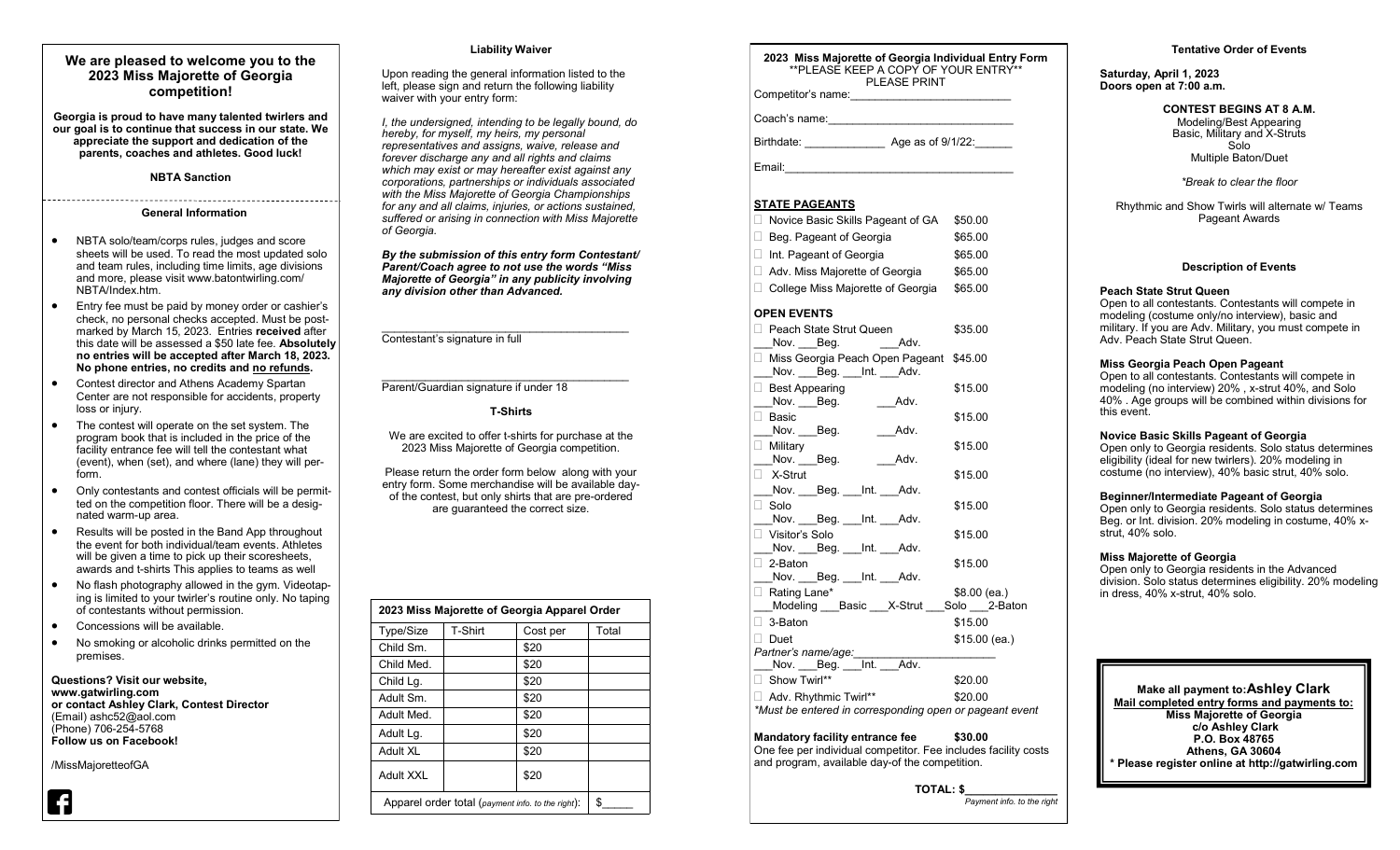## We are pleased to welcome you to the 2023 Miss Majorette of Georgia competition!

**Georgia is proud to have many talented twirlers and our goal is to continue that success in our state. We appreciate the support and dedication of the parents, coaches and athletes. Good luck!**

**NBTA Sanction**

### General Information

- NBTA solo/team/corps rules, judges and score sheets will be used. To read the most updated solo and team rules, including time limits, age divisions and more, please visit www.batontwirling.com/NBTA/Index.htm.
- Entry fee must be paid by money order or cashier's check, no personal checks accepted. Must be post-marked by March 15, 2023. Entries **received** after this date will be assessed a $50 late fee. **Absolutely no entries will be accepted after March 18, 2023. No phone entries, no credits and no refunds.**
- Contest director and Athens Academy Spartan Center are not responsible for accidents, property loss or injury.
- The contest will operate on the set system. The program book that is included in the price of the facility entrance fee will tell the contestant what (event), when (set), and where (lane) they will perform.
- Only contestants and contest officials will be permitted on the competition floor. There will be a designated warm-up area.
- Results will be posted in the Band App throughout the event for both individual/team events. Athletes will be given a time to pick up their scoresheets, awards and t-shirts This applies to teams as well
- No flash photography allowed in the gym. Videotaping is limited to your twirler's routine only. No taping of contestants without permission.
- Concessions will be available.
- No smoking or alcoholic drinks permitted on the premises.

**Questions? Visit our website,**
**www.gatwirling.com**
**or contact Ashley Clark, Contest Director**
(Email) ashc52@aol.com
(Phone) 706-254-5768
**Follow us on Facebook!**

/MissMajoretteofGA

### Liability Waiver

Upon reading the general information listed to the left, please sign and return the following liability waiver with your entry form:

*I, the undersigned, intending to be legally bound, do hereby, for myself, my heirs, my personal representatives and assigns, waive, release and forever discharge any and all rights and claims which may exist or may hereafter exist against any corporations, partnerships or individuals associated with the Miss Majorette of Georgia Championships for any and all claims, injuries, or actions sustained, suffered or arising in connection with Miss Majorette of Georgia.*

***By the submission of this entry form Contestant/Parent/Coach agree to not use the words "Miss Majorette of Georgia" in any publicity involving any division other than Advanced.***

\_\_\_\_\_\_\_\_\_\_\_\_\_\_\_\_\_\_\_\_\_\_\_\_\_\_\_\_\_\_\_\_\_\_\_\_\_\_
Contestant's signature in full

\_\_\_\_\_\_\_\_\_\_\_\_\_\_\_\_\_\_\_\_\_\_\_\_\_\_\_\_\_\_\_\_\_\_\_\_\_\_
Parent/Guardian signature if under 18

### T-Shirts

We are excited to offer t-shirts for purchase at the 2023 Miss Majorette of Georgia competition.

Please return the order form below along with your entry form. Some merchandise will be available day-of the contest, but only shirts that are pre-ordered are guaranteed the correct size.

| 2023 Miss Majorette of Georgia Apparel Order | | | |
|---|---|---|---|
| Type/Size | T-Shirt | Cost per | Total |
| Child Sm. | | $20 | |
| Child Med. | | $20 | |
| Child Lg. | | $20 | |
| Adult Sm. | | $20 | |
| Adult Med. | | $20 | |
| Adult Lg. | | $20 | |
| Adult XL | | $20 | |
| Adult XXL | | $20 | |
| Apparel order total (*payment info. to the right*): | | | $\_\_\_\_\_ |

### 2023 Miss Majorette of Georgia Individual Entry Form

\*\*PLEASE KEEP A COPY OF YOUR ENTRY\*\*
PLEASE PRINT

Competitor's name:\_\_\_\_\_\_\_\_\_\_\_\_\_\_\_\_\_\_\_\_\_\_\_\_\_\_

Coach's name:\_\_\_\_\_\_\_\_\_\_\_\_\_\_\_\_\_\_\_\_\_\_\_\_\_\_\_\_\_\_

Birthdate: \_\_\_\_\_\_\_\_\_\_\_\_\_ Age as of 9/1/22:\_\_\_\_\_\_

Email:\_\_\_\_\_\_\_\_\_\_\_\_\_\_\_\_\_\_\_\_\_\_\_\_\_\_\_\_\_\_\_\_\_\_\_\_\_\_

**STATE PAGEANTS**

- ☐ Novice Basic Skills Pageant of GA — $50.00
- ☐ Beg. Pageant of Georgia — $65.00
- ☐ Int. Pageant of Georgia — $65.00
- ☐ Adv. Miss Majorette of Georgia — $65.00
- ☐ College Miss Majorette of Georgia — $65.00

**OPEN EVENTS**

- ☐ Peach State Strut Queen — $35.00
  \_\_\_Nov. \_\_\_Beg. \_\_\_Adv.
- ☐ Miss Georgia Peach Open Pageant — $45.00
  \_\_\_Nov. \_\_\_Beg. \_\_\_Int. \_\_\_Adv.
- ☐ Best Appearing — $15.00
  \_\_\_Nov. \_\_\_Beg. \_\_\_Adv.
- ☐ Basic — $15.00
  \_\_\_Nov. \_\_\_Beg. \_\_\_Adv.
- ☐ Military — $15.00
  \_\_\_Nov. \_\_\_Beg. \_\_\_Adv.
- ☐ X-Strut — $15.00
  \_\_\_Nov. \_\_\_Beg. \_\_\_Int. \_\_\_Adv.
- ☐ Solo — $15.00
  \_\_\_Nov. \_\_\_Beg. \_\_\_Int. \_\_\_Adv.
- ☐ Visitor's Solo — $15.00
  \_\_\_Nov. \_\_\_Beg. \_\_\_Int. \_\_\_Adv.
- ☐ 2-Baton — $15.00
  \_\_\_Nov. \_\_\_Beg. \_\_\_Int. \_\_\_Adv.
- ☐ Rating Lane* — $8.00 (ea.)
  \_\_\_Modeling \_\_\_Basic \_\_\_X-Strut \_\_\_Solo \_\_\_2-Baton
- ☐ 3-Baton — $15.00
- ☐ Duet — $15.00 (ea.)
  *Partner's name/age:*\_\_\_\_\_\_\_\_\_\_\_\_\_\_\_\_\_\_\_\_\_\_
  \_\_\_Nov. \_\_\_Beg. \_\_\_Int. \_\_\_Adv.
- ☐ Show Twirl\*\* — $20.00
- ☐ Adv. Rhythmic Twirl\*\* — $20.00

*\*Must be entered in corresponding open or pageant event*

**Mandatory facility entrance fee — $30.00**
One fee per individual competitor. Fee includes facility costs and program, available day-of the competition.

**TOTAL: $\_\_\_\_\_\_\_\_\_\_\_\_\_\_\_**
*Payment info. to the right*

### Tentative Order of Events

**Saturday, April 1, 2023**
**Doors open at 7:00 a.m.**

**CONTEST BEGINS AT 8 A.M.**
Modeling/Best Appearing
Basic, Military and X-Struts
Solo
Multiple Baton/Duet

*\*Break to clear the floor*

Rhythmic and Show Twirls will alternate w/ Teams
Pageant Awards

### Description of Events

**Peach State Strut Queen**
Open to all contestants. Contestants will compete in modeling (costume only/no interview), basic and military. If you are Adv. Military, you must compete in Adv. Peach State Strut Queen.

**Miss Georgia Peach Open Pageant**
Open to all contestants. Contestants will compete in modeling (no interview) 20% , x-strut 40%, and Solo 40% . Age groups will be combined within divisions for this event.

**Novice Basic Skills Pageant of Georgia**
Open only to Georgia residents. Solo status determines eligibility (ideal for new twirlers). 20% modeling in costume (no interview), 40% basic strut, 40% solo.

**Beginner/Intermediate Pageant of Georgia**
Open only to Georgia residents. Solo status determines Beg. or Int. division. 20% modeling in costume, 40% x-strut, 40% solo.

**Miss Majorette of Georgia**
Open only to Georgia residents in the Advanced division. Solo status determines eligibility. 20% modeling in dress, 40% x-strut, 40% solo.

**Make all payment to: Ashley Clark**
**Mail completed entry forms and payments to:**
**Miss Majorette of Georgia**
**c/o Ashley Clark**
**P.O. Box 48765**
**Athens, GA 30604**
**\* Please register online at http://gatwirling.com**